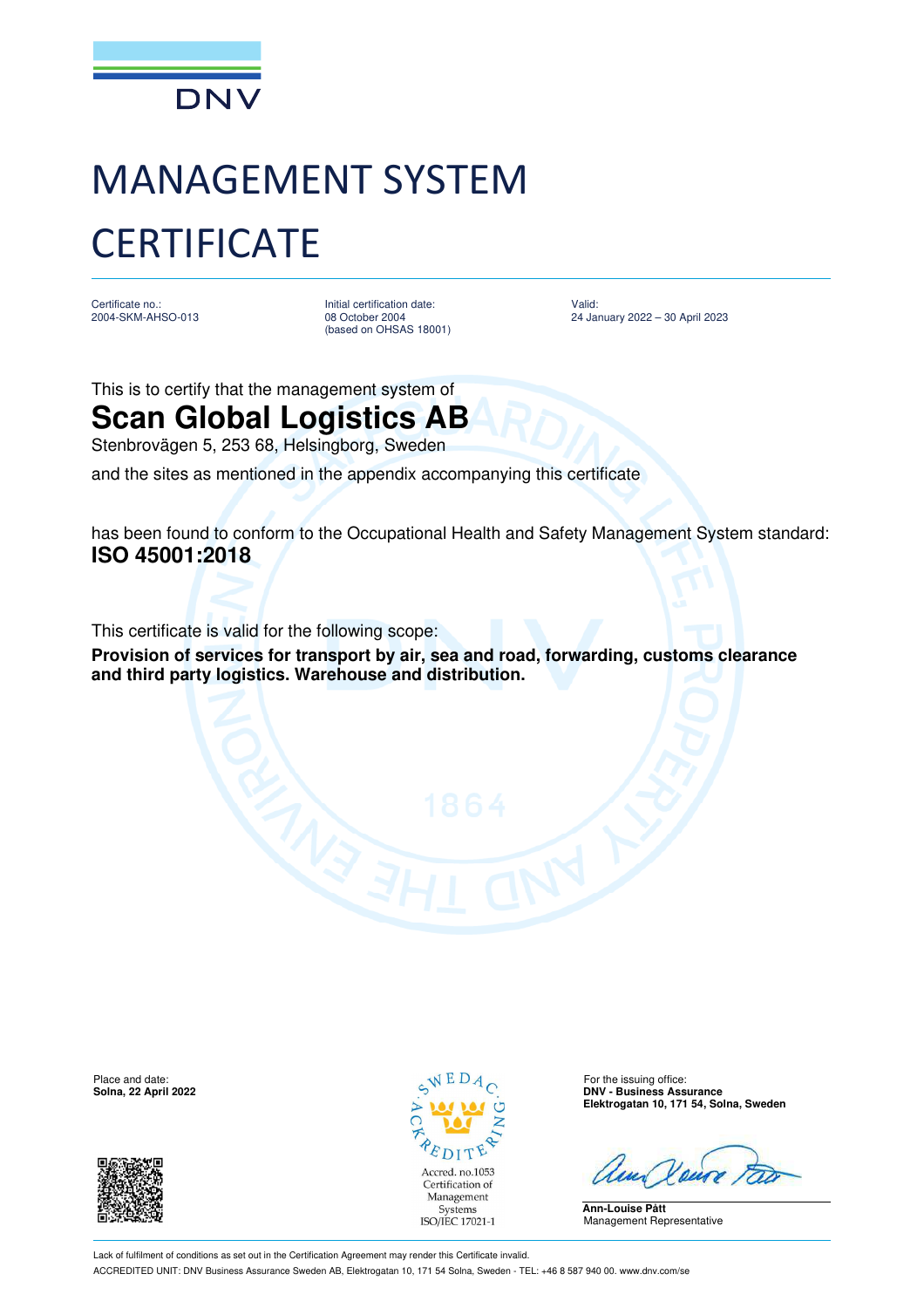DNV

# MANAGEMENT SYSTEM CERTIFICATE

| Certificate no.: | Initial certification date: | Valid: |
| --- | --- | --- |
| 2004-SKM-AHSO-013 | 08 October 2004 (based on OHSAS 18001) | 24 January 2022 – 30 April 2023 |

This is to certify that the management system of

## Scan Global Logistics AB

Stenbrovägen 5, 253 68, Helsingborg, Sweden

and the sites as mentioned in the appendix accompanying this certificate

has been found to conform to the Occupational Health and Safety Management System standard:

**ISO 45001:2018**

This certificate is valid for the following scope:

**Provision of services for transport by air, sea and road, forwarding, customs clearance and third party logistics. Warehouse and distribution.**

Place and date:
**Solna, 22 April 2022**

SWEDAC ACKREDITERING
Accred. no.1053
Certification of Management Systems
ISO/IEC 17021-1

For the issuing office:
**DNV - Business Assurance**
**Elektrogatan 10, 171 54, Solna, Sweden**

**Ann-Louise Pått**
Management Representative

Lack of fulfilment of conditions as set out in the Certification Agreement may render this Certificate invalid.

ACCREDITED UNIT: DNV Business Assurance Sweden AB, Elektrogatan 10, 171 54 Solna, Sweden - TEL: +46 8 587 940 00. www.dnv.com/se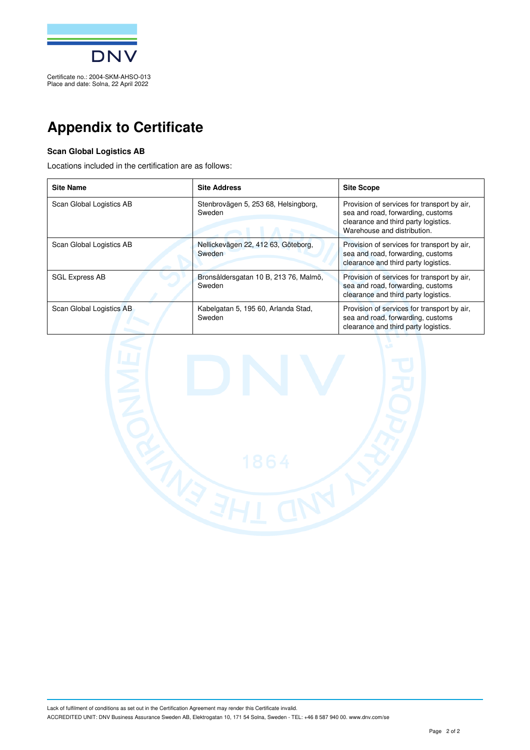Certificate no.: 2004-SKM-AHSO-013
Place and date: Solna, 22 April 2022

# Appendix to Certificate

**Scan Global Logistics AB**

Locations included in the certification are as follows:

| Site Name | Site Address | Site Scope |
|---|---|---|
| Scan Global Logistics AB | Stenbrovägen 5, 253 68, Helsingborg, Sweden | Provision of services for transport by air, sea and road, forwarding, customs clearance and third party logistics. Warehouse and distribution. |
| Scan Global Logistics AB | Nellickevägen 22, 412 63, Göteborg, Sweden | Provision of services for transport by air, sea and road, forwarding, customs clearance and third party logistics. |
| SGL Express AB | Bronsåldersgatan 10 B, 213 76, Malmö, Sweden | Provision of services for transport by air, sea and road, forwarding, customs clearance and third party logistics. |
| Scan Global Logistics AB | Kabelgatan 5, 195 60, Arlanda Stad, Sweden | Provision of services for transport by air, sea and road, forwarding, customs clearance and third party logistics. |

Lack of fulfilment of conditions as set out in the Certification Agreement may render this Certificate invalid.

ACCREDITED UNIT: DNV Business Assurance Sweden AB, Elektrogatan 10, 171 54 Solna, Sweden - TEL: +46 8 587 940 00. www.dnv.com/se